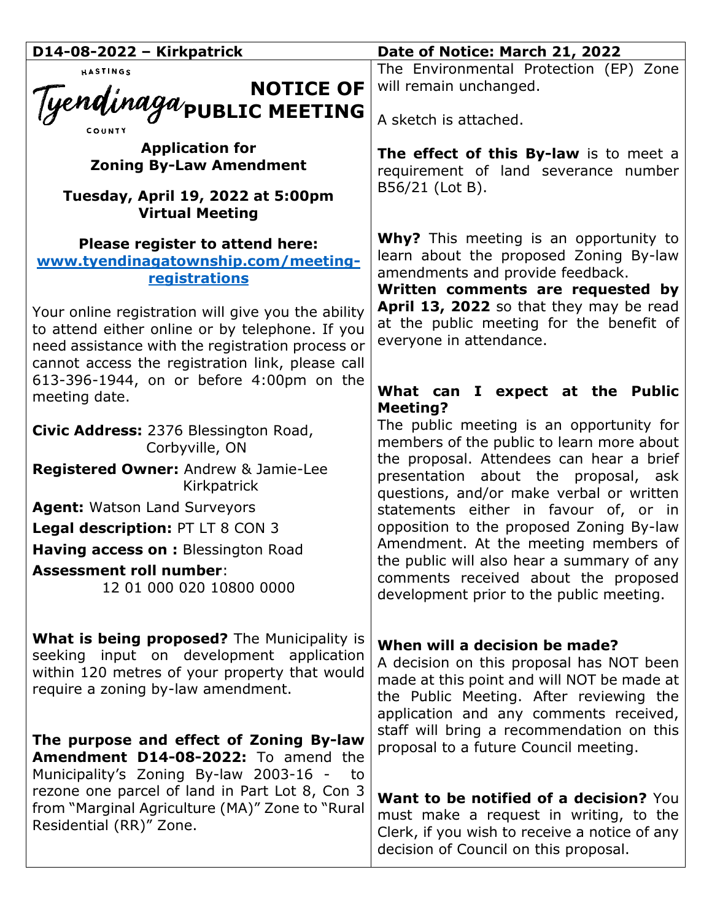**D14-08-2022 – Kirkpatrick** | **Date of Notice: March 21, 2022**

HASTINGS
Tyendinaga
COUNTY

# NOTICE OF PUBLIC MEETING

**Application for Zoning By-Law Amendment**

**Tuesday, April 19, 2022 at 5:00pm**
**Virtual Meeting**

**Please register to attend here:**
**www.tyendinagatownship.com/meeting-registrations**

Your online registration will give you the ability to attend either online or by telephone. If you need assistance with the registration process or cannot access the registration link, please call 613-396-1944, on or before 4:00pm on the meeting date.

**Civic Address:** 2376 Blessington Road, Corbyville, ON

**Registered Owner:** Andrew & Jamie-Lee Kirkpatrick

**Agent:** Watson Land Surveyors

**Legal description:** PT LT 8 CON 3

**Having access on :** Blessington Road

**Assessment roll number**: 12 01 000 020 10800 0000

**What is being proposed?** The Municipality is seeking input on development application within 120 metres of your property that would require a zoning by-law amendment.

**The purpose and effect of Zoning By-law Amendment D14-08-2022:** To amend the Municipality's Zoning By-law 2003-16 - to rezone one parcel of land in Part Lot 8, Con 3 from "Marginal Agriculture (MA)" Zone to "Rural Residential (RR)" Zone.

The Environmental Protection (EP) Zone will remain unchanged.

A sketch is attached.

**The effect of this By-law** is to meet a requirement of land severance number B56/21 (Lot B).

**Why?** This meeting is an opportunity to learn about the proposed Zoning By-law amendments and provide feedback.
**Written comments are requested by April 13, 2022** so that they may be read at the public meeting for the benefit of everyone in attendance.

**What can I expect at the Public Meeting?**
The public meeting is an opportunity for members of the public to learn more about the proposal. Attendees can hear a brief presentation about the proposal, ask questions, and/or make verbal or written statements either in favour of, or in opposition to the proposed Zoning By-law Amendment. At the meeting members of the public will also hear a summary of any comments received about the proposed development prior to the public meeting.

**When will a decision be made?**
A decision on this proposal has NOT been made at this point and will NOT be made at the Public Meeting. After reviewing the application and any comments received, staff will bring a recommendation on this proposal to a future Council meeting.

**Want to be notified of a decision?** You must make a request in writing, to the Clerk, if you wish to receive a notice of any decision of Council on this proposal.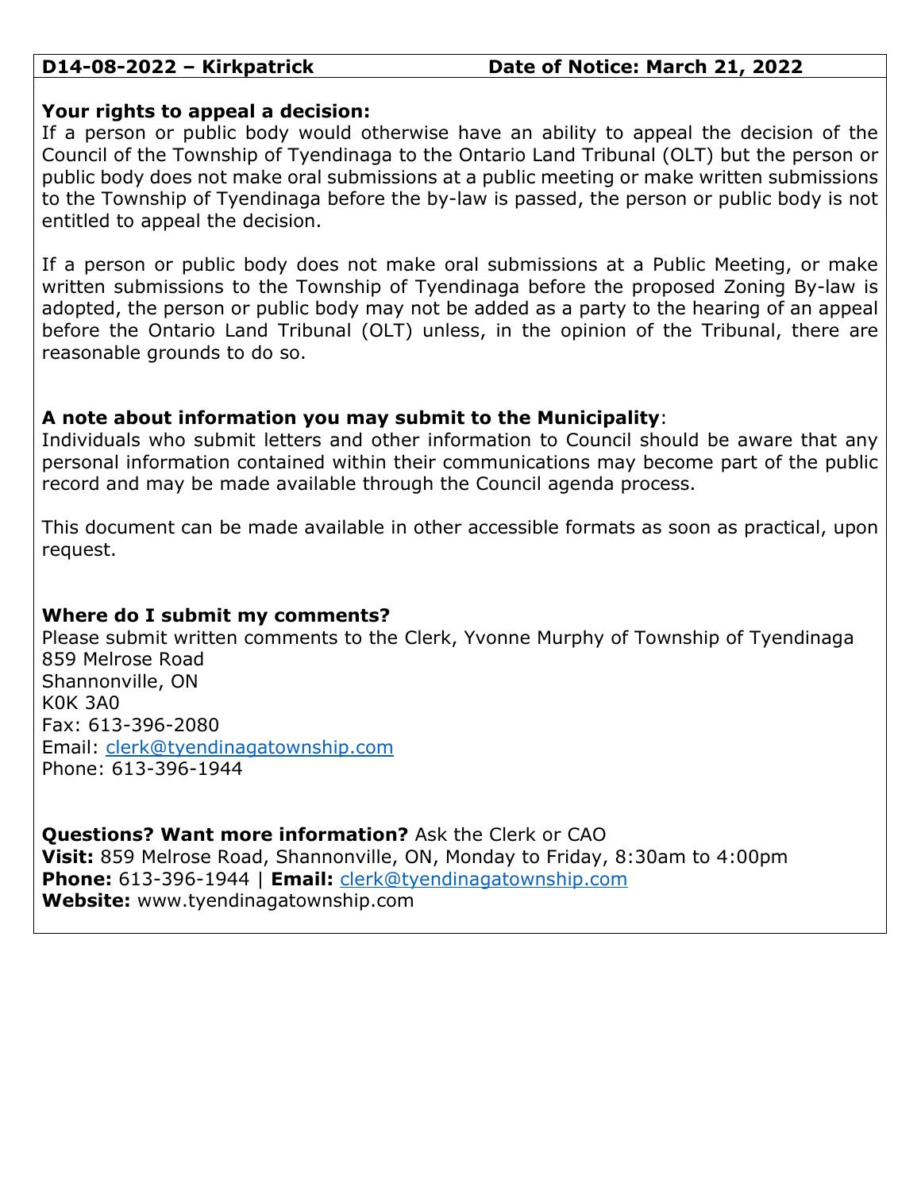**D14-08-2022 – Kirkpatrick** **Date of Notice: March 21, 2022**

**Your rights to appeal a decision:**
If a person or public body would otherwise have an ability to appeal the decision of the Council of the Township of Tyendinaga to the Ontario Land Tribunal (OLT) but the person or public body does not make oral submissions at a public meeting or make written submissions to the Township of Tyendinaga before the by-law is passed, the person or public body is not entitled to appeal the decision.

If a person or public body does not make oral submissions at a Public Meeting, or make written submissions to the Township of Tyendinaga before the proposed Zoning By-law is adopted, the person or public body may not be added as a party to the hearing of an appeal before the Ontario Land Tribunal (OLT) unless, in the opinion of the Tribunal, there are reasonable grounds to do so.

**A note about information you may submit to the Municipality**:
Individuals who submit letters and other information to Council should be aware that any personal information contained within their communications may become part of the public record and may be made available through the Council agenda process.

This document can be made available in other accessible formats as soon as practical, upon request.

**Where do I submit my comments?**
Please submit written comments to the Clerk, Yvonne Murphy of Township of Tyendinaga
859 Melrose Road
Shannonville, ON
K0K 3A0
Fax: 613-396-2080
Email: clerk@tyendinagatownship.com
Phone: 613-396-1944

**Questions? Want more information?** Ask the Clerk or CAO
**Visit:** 859 Melrose Road, Shannonville, ON, Monday to Friday, 8:30am to 4:00pm
**Phone:** 613-396-1944 | **Email:** clerk@tyendinagatownship.com
**Website:** www.tyendinagatownship.com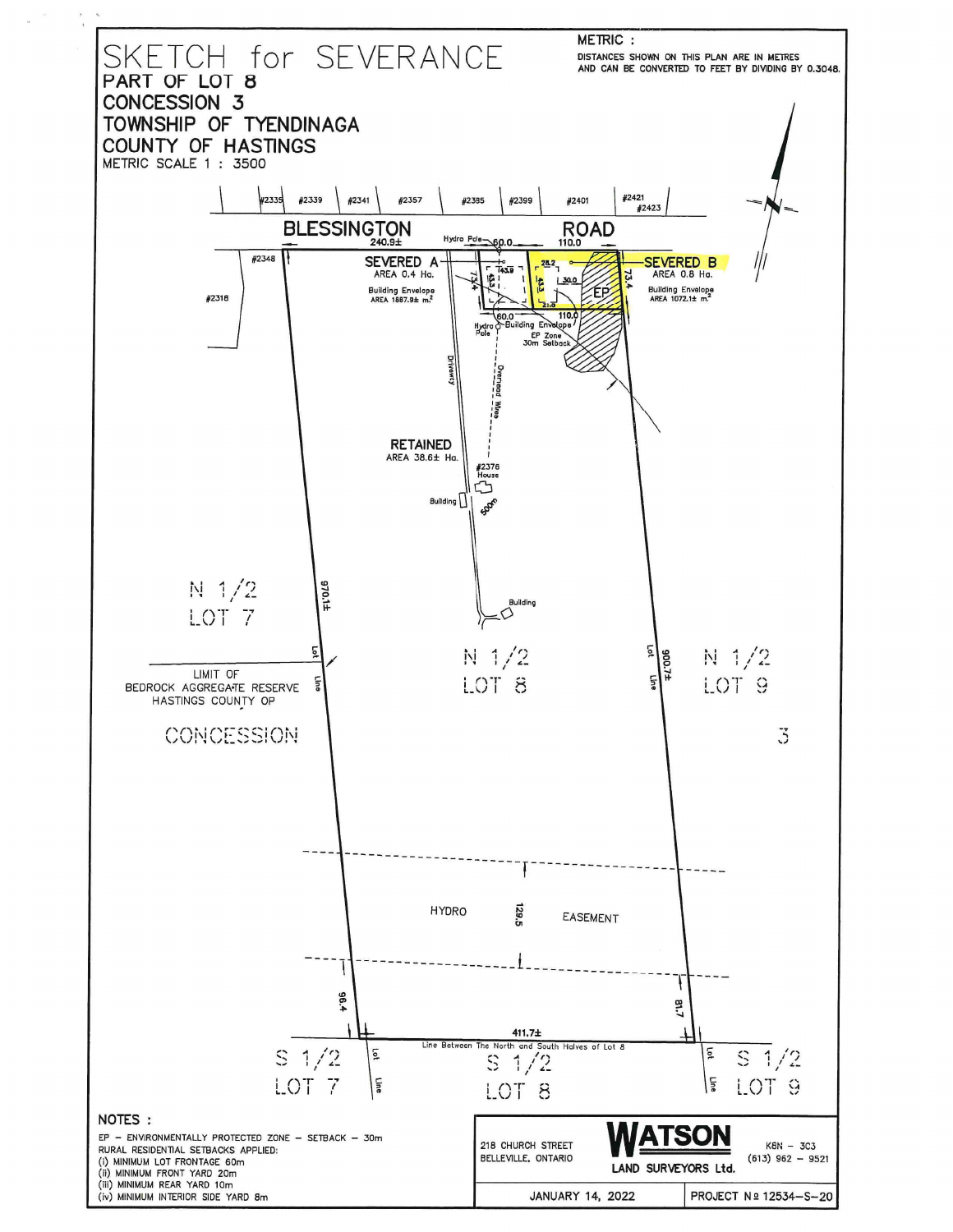# SKETCH for SEVERANCE

**PART OF LOT 8**
**CONCESSION 3**
**TOWNSHIP OF TYENDINAGA**
**COUNTY OF HASTINGS**
METRIC SCALE 1 : 3500

**METRIC :**
DISTANCES SHOWN ON THIS PLAN ARE IN METRES AND CAN BE CONVERTED TO FEET BY DIVIDING BY 0.3048.

#2335 #2339 #2341 #2357 #2385 #2399 #2401 #2421 #2423

**BLESSINGTON ROAD**

240.9± Hydro Pole 60.0 110.0

#2348

#2318

**SEVERED A**
AREA 0.4 Ha.
Building Envelope
AREA 1887.9± m.²

**SEVERED B**
AREA 0.8 Ha.
Building Envelope
AREA 1072.1± m.²

43.9 43.3 73.4 28.2 43.3 30.0 21.6 73.4 60.0 110.0 EP

Hydro Pole
Building Envelope
EP Zone 30m Setback

Driveway
Overhead Wires

**RETAINED**
AREA 38.6± Ha.

#2376 House
Building
500m
Building

N 1/2 LOT 7
970.1±
Lot Line
LIMIT OF BEDROCK AGGREGATE RESERVE HASTINGS COUNTY OP

N 1/2 LOT 8
900.7±
Lot Line
N 1/2 LOT 9

CONCESSION 3

HYDRO 129.5 EASEMENT

96.4
81.7
411.7±
Line Between The North and South Halves of Lot 8

S 1/2 LOT 7
Lot Line
S 1/2 LOT 8
Lot Line
S 1/2 LOT 9

**NOTES :**
EP – ENVIRONMENTALLY PROTECTED ZONE – SETBACK – 30m
RURAL RESIDENTIAL SETBACKS APPLIED:
(i) MINIMUM LOT FRONTAGE 60m
(ii) MINIMUM FRONT YARD 20m
(iii) MINIMUM REAR YARD 10m
(iv) MINIMUM INTERIOR SIDE YARD 8m

218 CHURCH STREET
BELLEVILLE, ONTARIO

**WATSON**
LAND SURVEYORS Ltd.

K8N – 3C3
(613) 962 – 9521

JANUARY 14, 2022

PROJECT Nº 12534–S–20